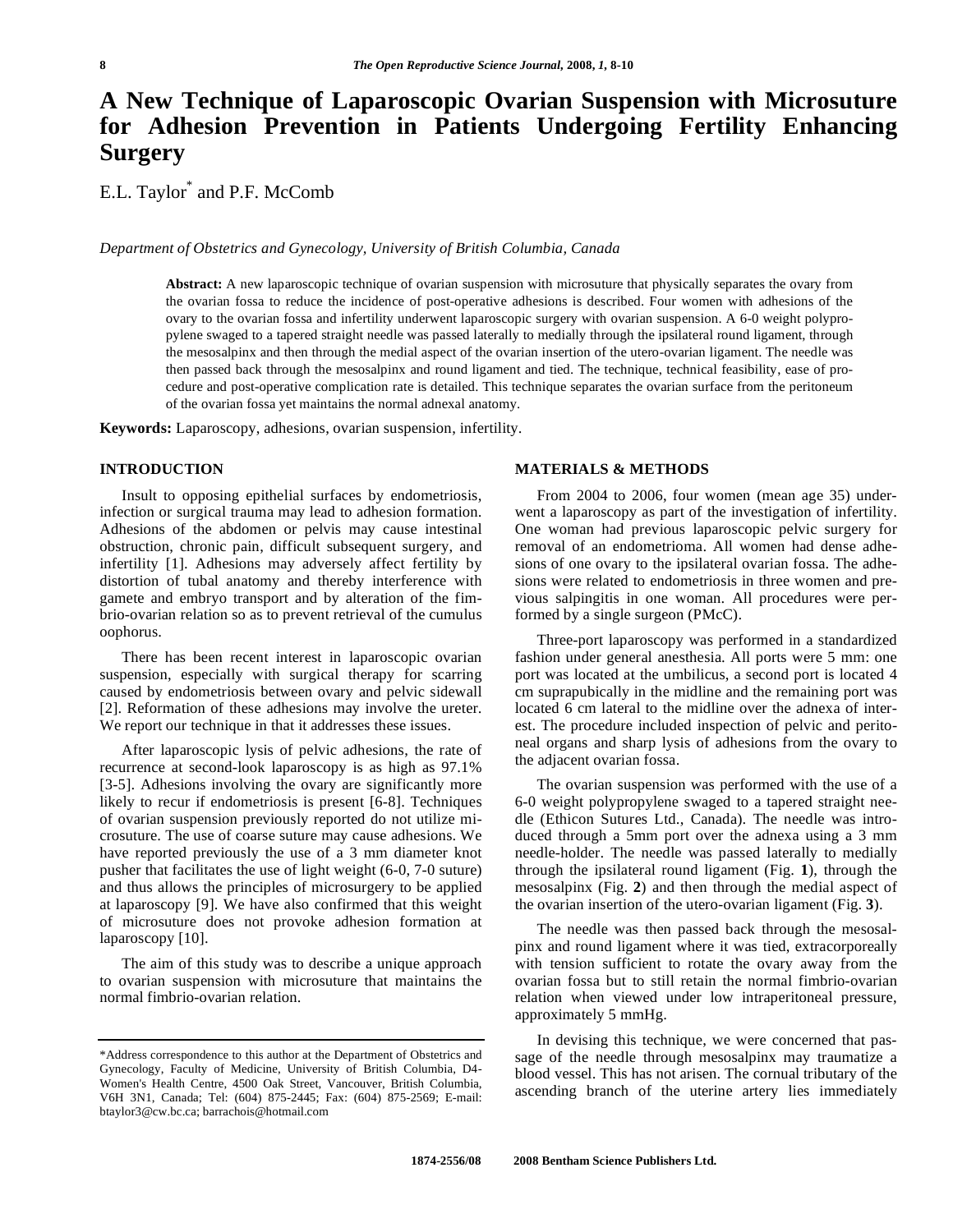# A New Technique of Laparoscopic Ovarian Suspension with Microsuture for Adhesion Prevention in Patients Undergoing Fertility Enhancing Surgery

E.L. Taylor* and P.F. McComb

*Department of Obstetrics and Gynecology, University of British Columbia, Canada*

**Abstract:** A new laparoscopic technique of ovarian suspension with microsuture that physically separates the ovary from the ovarian fossa to reduce the incidence of post-operative adhesions is described. Four women with adhesions of the ovary to the ovarian fossa and infertility underwent laparoscopic surgery with ovarian suspension. A 6-0 weight polypropylene swaged to a tapered straight needle was passed laterally to medially through the ipsilateral round ligament, through the mesosalpinx and then through the medial aspect of the ovarian insertion of the utero-ovarian ligament. The needle was then passed back through the mesosalpinx and round ligament and tied. The technique, technical feasibility, ease of procedure and post-operative complication rate is detailed. This technique separates the ovarian surface from the peritoneum of the ovarian fossa yet maintains the normal adnexal anatomy.

**Keywords:** Laparoscopy, adhesions, ovarian suspension, infertility.

## INTRODUCTION

Insult to opposing epithelial surfaces by endometriosis, infection or surgical trauma may lead to adhesion formation. Adhesions of the abdomen or pelvis may cause intestinal obstruction, chronic pain, difficult subsequent surgery, and infertility [1]. Adhesions may adversely affect fertility by distortion of tubal anatomy and thereby interference with gamete and embryo transport and by alteration of the fimbrio-ovarian relation so as to prevent retrieval of the cumulus oophorus.

There has been recent interest in laparoscopic ovarian suspension, especially with surgical therapy for scarring caused by endometriosis between ovary and pelvic sidewall [2]. Reformation of these adhesions may involve the ureter. We report our technique in that it addresses these issues.

After laparoscopic lysis of pelvic adhesions, the rate of recurrence at second-look laparoscopy is as high as 97.1% [3-5]. Adhesions involving the ovary are significantly more likely to recur if endometriosis is present [6-8]. Techniques of ovarian suspension previously reported do not utilize microsuture. The use of coarse suture may cause adhesions. We have reported previously the use of a 3 mm diameter knot pusher that facilitates the use of light weight (6-0, 7-0 suture) and thus allows the principles of microsurgery to be applied at laparoscopy [9]. We have also confirmed that this weight of microsuture does not provoke adhesion formation at laparoscopy [10].

The aim of this study was to describe a unique approach to ovarian suspension with microsuture that maintains the normal fimbrio-ovarian relation.

## MATARIALS & METHODS

From 2004 to 2006, four women (mean age 35) underwent a laparoscopy as part of the investigation of infertility. One woman had previous laparoscopic pelvic surgery for removal of an endometrioma. All women had dense adhesions of one ovary to the ipsilateral ovarian fossa. The adhesions were related to endometriosis in three women and previous salpingitis in one woman. All procedures were performed by a single surgeon (PMcC).

Three-port laparoscopy was performed in a standardized fashion under general anesthesia. All ports were 5 mm: one port was located at the umbilicus, a second port is located 4 cm suprapubically in the midline and the remaining port was located 6 cm lateral to the midline over the adnexa of interest. The procedure included inspection of pelvic and peritoneal organs and sharp lysis of adhesions from the ovary to the adjacent ovarian fossa.

The ovarian suspension was performed with the use of a 6-0 weight polypropylene swaged to a tapered straight needle (Ethicon Sutures Ltd., Canada). The needle was introduced through a 5mm port over the adnexa using a 3 mm needle-holder. The needle was passed laterally to medially through the ipsilateral round ligament (Fig. **1**), through the mesosalpinx (Fig. **2**) and then through the medial aspect of the ovarian insertion of the utero-ovarian ligament (Fig. **3**).

The needle was then passed back through the mesosalpinx and round ligament where it was tied, extracorporeally with tension sufficient to rotate the ovary away from the ovarian fossa but to still retain the normal fimbrio-ovarian relation when viewed under low intraperitoneal pressure, approximately 5 mmHg.

In devising this technique, we were concerned that passage of the needle through mesosalpinx may traumatize a blood vessel. This has not arisen. The cornual tributary of the ascending branch of the uterine artery lies immediately

*Address correspondence to this author at the Department of Obstetrics and Gynecology, Faculty of Medicine, University of British Columbia, D4-Women's Health Centre, 4500 Oak Street, Vancouver, British Columbia, V6H 3N1, Canada; Tel: (604) 875-2445; Fax: (604) 875-2569; E-mail: btaylor3@cw.bc.ca; barrachois@hotmail.com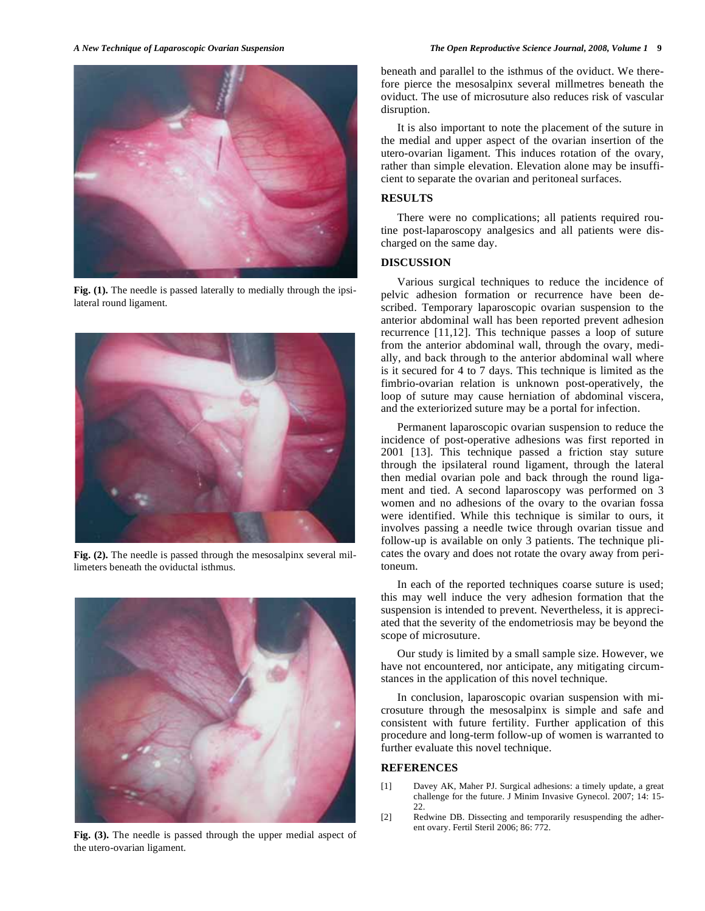Fig. (1). The needle is passed laterally to medially through the ipsilateral round ligament.

Fig. (2). The needle is passed through the mesosalpinx several millimeters beneath the oviductal isthmus.

Fig. (3). The needle is passed through the upper medial aspect of the utero-ovarian ligament.

beneath and parallel to the isthmus of the oviduct. We therefore pierce the mesosalpinx several millimetres beneath the oviduct. The use of microsuture also reduces risk of vascular disruption.

It is also important to note the placement of the suture in the medial and upper aspect of the ovarian insertion of the utero-ovarian ligament. This induces rotation of the ovary, rather than simple elevation. Elevation alone may be insufficient to separate the ovarian and peritoneal surfaces.

## RESULTS

There were no complications; all patients required routine post-laparoscopy analgesics and all patients were discharged on the same day.

## DISCUSSION

Various surgical techniques to reduce the incidence of pelvic adhesion formation or recurrence have been described. Temporary laparoscopic ovarian suspension to the anterior abdominal wall has been reported prevent adhesion recurrence [11,12]. This technique passes a loop of suture from the anterior abdominal wall, through the ovary, medially, and back through to the anterior abdominal wall where is it secured for 4 to 7 days. This technique is limited as the fimbrio-ovarian relation is unknown post-operatively, the loop of suture may cause herniation of abdominal viscera, and the exteriorized suture may be a portal for infection.

Permanent laparoscopic ovarian suspension to reduce the incidence of post-operative adhesions was first reported in 2001 [13]. This technique passed a friction stay suture through the ipsilateral round ligament, through the lateral then medial ovarian pole and back through the round ligament and tied. A second laparoscopy was performed on 3 women and no adhesions of the ovary to the ovarian fossa were identified. While this technique is similar to ours, it involves passing a needle twice through ovarian tissue and follow-up is available on only 3 patients. The technique plicates the ovary and does not rotate the ovary away from peritoneum.

In each of the reported techniques coarse suture is used; this may well induce the very adhesion formation that the suspension is intended to prevent. Nevertheless, it is appreciated that the severity of the endometriosis may be beyond the scope of microsuture.

Our study is limited by a small sample size. However, we have not encountered, nor anticipate, any mitigating circumstances in the application of this novel technique.

In conclusion, laparoscopic ovarian suspension with microsuture through the mesosalpinx is simple and safe and consistent with future fertility. Further application of this procedure and long-term follow-up of women is warranted to further evaluate this novel technique.

## REFERENCES

[1] Davey AK, Maher PJ. Surgical adhesions: a timely update, a great challenge for the future. J Minim Invasive Gynecol. 2007; 14: 15-22.

[2] Redwine DB. Dissecting and temporarily resuspending the adherent ovary. Fertil Steril 2006; 86: 772.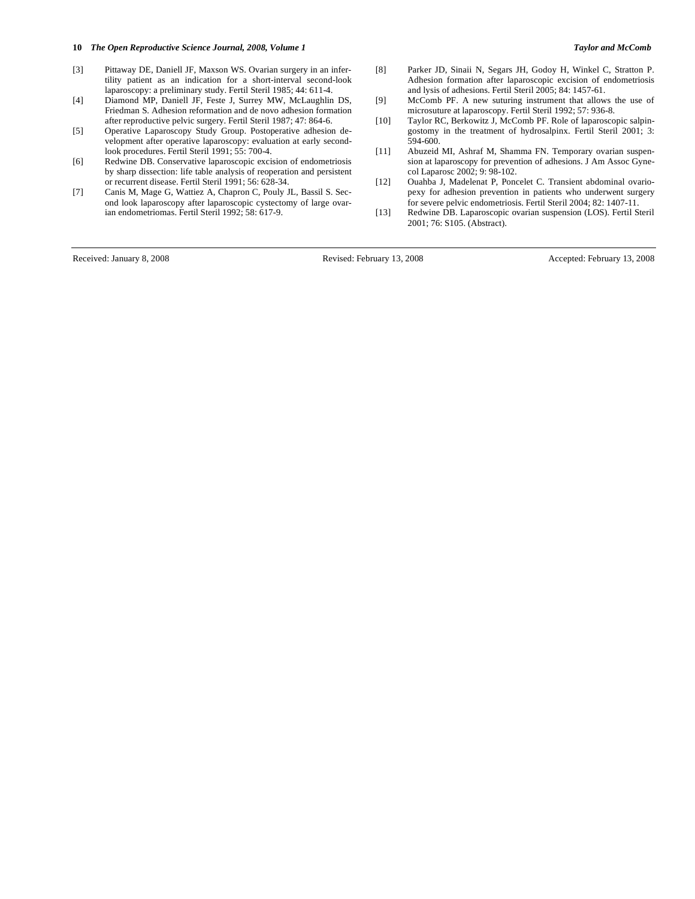[3] Pittaway DE, Daniell JF, Maxson WS. Ovarian surgery in an infertility patient as an indication for a short-interval second-look laparoscopy: a preliminary study. Fertil Steril 1985; 44: 611-4.

[4] Diamond MP, Daniell JF, Feste J, Surrey MW, McLaughlin DS, Friedman S. Adhesion reformation and de novo adhesion formation after reproductive pelvic surgery. Fertil Steril 1987; 47: 864-6.

[5] Operative Laparoscopy Study Group. Postoperative adhesion development after operative laparoscopy: evaluation at early second-look procedures. Fertil Steril 1991; 55: 700-4.

[6] Redwine DB. Conservative laparoscopic excision of endometriosis by sharp dissection: life table analysis of reoperation and persistent or recurrent disease. Fertil Steril 1991; 56: 628-34.

[7] Canis M, Mage G, Wattiez A, Chapron C, Pouly JL, Bassil S. Second look laparoscopy after laparoscopic cystectomy of large ovarian endometriomas. Fertil Steril 1992; 58: 617-9.

[8] Parker JD, Sinaii N, Segars JH, Godoy H, Winkel C, Stratton P. Adhesion formation after laparoscopic excision of endometriosis and lysis of adhesions. Fertil Steril 2005; 84: 1457-61.

[9] McComb PF. A new suturing instrument that allows the use of microsuture at laparoscopy. Fertil Steril 1992; 57: 936-8.

[10] Taylor RC, Berkowitz J, McComb PF. Role of laparoscopic salpingostomy in the treatment of hydrosalpinx. Fertil Steril 2001; 3: 594-600.

[11] Abuzeid MI, Ashraf M, Shamma FN. Temporary ovarian suspension at laparoscopy for prevention of adhesions. J Am Assoc Gynecol Laparosc 2002; 9: 98-102.

[12] Ouahba J, Madelenat P, Poncelet C. Transient abdominal ovariopexy for adhesion prevention in patients who underwent surgery for severe pelvic endometriosis. Fertil Steril 2004; 82: 1407-11.

[13] Redwine DB. Laparoscopic ovarian suspension (LOS). Fertil Steril 2001; 76: S105. (Abstract).

Received: January 8, 2008 Revised: February 13, 2008 Accepted: February 13, 2008